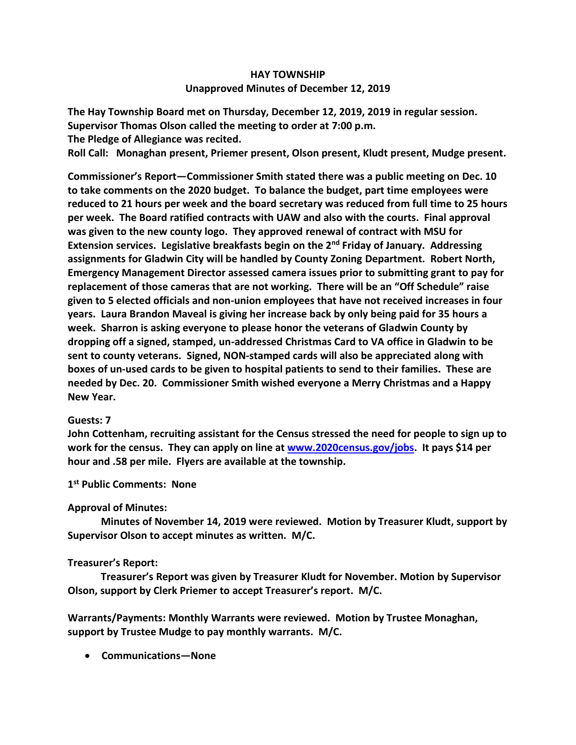# HAY TOWNSHIP

## Unapproved Minutes of December 12, 2019

**The Hay Township Board met on Thursday, December 12, 2019, 2019 in regular session.**
**Supervisor Thomas Olson called the meeting to order at 7:00 p.m.**
**The Pledge of Allegiance was recited.**
**Roll Call: Monaghan present, Priemer present, Olson present, Kludt present, Mudge present.**

**Commissioner's Report—Commissioner Smith stated there was a public meeting on Dec. 10 to take comments on the 2020 budget. To balance the budget, part time employees were reduced to 21 hours per week and the board secretary was reduced from full time to 25 hours per week. The Board ratified contracts with UAW and also with the courts. Final approval was given to the new county logo. They approved renewal of contract with MSU for Extension services. Legislative breakfasts begin on the 2nd Friday of January. Addressing assignments for Gladwin City will be handled by County Zoning Department. Robert North, Emergency Management Director assessed camera issues prior to submitting grant to pay for replacement of those cameras that are not working. There will be an "Off Schedule" raise given to 5 elected officials and non-union employees that have not received increases in four years. Laura Brandon Maveal is giving her increase back by only being paid for 35 hours a week. Sharron is asking everyone to please honor the veterans of Gladwin County by dropping off a signed, stamped, un-addressed Christmas Card to VA office in Gladwin to be sent to county veterans. Signed, NON-stamped cards will also be appreciated along with boxes of un-used cards to be given to hospital patients to send to their families. These are needed by Dec. 20. Commissioner Smith wished everyone a Merry Christmas and a Happy New Year.**

**Guests: 7**
**John Cottenham, recruiting assistant for the Census stressed the need for people to sign up to work for the census. They can apply on line at [www.2020census.gov/jobs](www.2020census.gov/jobs). It pays $14 per hour and .58 per mile. Flyers are available at the township.**

**1st Public Comments: None**

**Approval of Minutes:**

**Minutes of November 14, 2019 were reviewed. Motion by Treasurer Kludt, support by Supervisor Olson to accept minutes as written. M/C.**

**Treasurer's Report:**

**Treasurer's Report was given by Treasurer Kludt for November. Motion by Supervisor Olson, support by Clerk Priemer to accept Treasurer's report. M/C.**

**Warrants/Payments: Monthly Warrants were reviewed. Motion by Trustee Monaghan, support by Trustee Mudge to pay monthly warrants. M/C.**

- **Communications—None**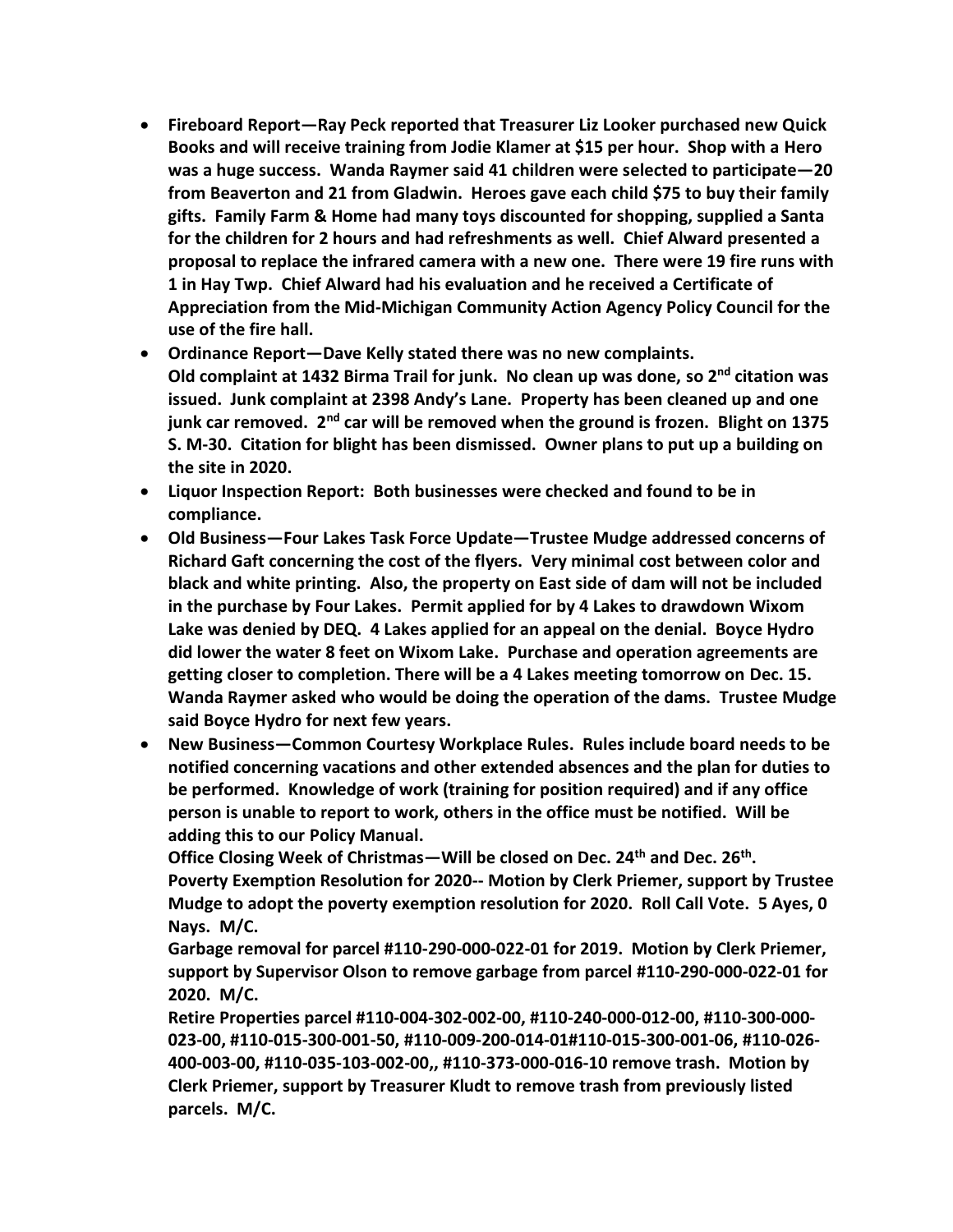- **Fireboard Report—Ray Peck reported that Treasurer Liz Looker purchased new Quick Books and will receive training from Jodie Klamer at $15 per hour. Shop with a Hero was a huge success. Wanda Raymer said 41 children were selected to participate—20 from Beaverton and 21 from Gladwin. Heroes gave each child $75 to buy their family gifts. Family Farm & Home had many toys discounted for shopping, supplied a Santa for the children for 2 hours and had refreshments as well. Chief Alward presented a proposal to replace the infrared camera with a new one. There were 19 fire runs with 1 in Hay Twp. Chief Alward had his evaluation and he received a Certificate of Appreciation from the Mid-Michigan Community Action Agency Policy Council for the use of the fire hall.**
- **Ordinance Report—Dave Kelly stated there was no new complaints.**
  **Old complaint at 1432 Birma Trail for junk. No clean up was done, so 2nd citation was issued. Junk complaint at 2398 Andy's Lane. Property has been cleaned up and one junk car removed. 2nd car will be removed when the ground is frozen. Blight on 1375 S. M-30. Citation for blight has been dismissed. Owner plans to put up a building on the site in 2020.**
- **Liquor Inspection Report: Both businesses were checked and found to be in compliance.**
- **Old Business—Four Lakes Task Force Update—Trustee Mudge addressed concerns of Richard Gaft concerning the cost of the flyers. Very minimal cost between color and black and white printing. Also, the property on East side of dam will not be included in the purchase by Four Lakes. Permit applied for by 4 Lakes to drawdown Wixom Lake was denied by DEQ. 4 Lakes applied for an appeal on the denial. Boyce Hydro did lower the water 8 feet on Wixom Lake. Purchase and operation agreements are getting closer to completion. There will be a 4 Lakes meeting tomorrow on Dec. 15. Wanda Raymer asked who would be doing the operation of the dams. Trustee Mudge said Boyce Hydro for next few years.**
- **New Business—Common Courtesy Workplace Rules. Rules include board needs to be notified concerning vacations and other extended absences and the plan for duties to be performed. Knowledge of work (training for position required) and if any office person is unable to report to work, others in the office must be notified. Will be adding this to our Policy Manual.**
  **Office Closing Week of Christmas—Will be closed on Dec. 24th and Dec. 26th.**
  **Poverty Exemption Resolution for 2020-- Motion by Clerk Priemer, support by Trustee Mudge to adopt the poverty exemption resolution for 2020. Roll Call Vote. 5 Ayes, 0 Nays. M/C.**
  **Garbage removal for parcel #110-290-000-022-01 for 2019. Motion by Clerk Priemer, support by Supervisor Olson to remove garbage from parcel #110-290-000-022-01 for 2020. M/C.**
  **Retire Properties parcel #110-004-302-002-00, #110-240-000-012-00, #110-300-000-023-00, #110-015-300-001-50, #110-009-200-014-01#110-015-300-001-06, #110-026-400-003-00, #110-035-103-002-00,, #110-373-000-016-10 remove trash. Motion by Clerk Priemer, support by Treasurer Kludt to remove trash from previously listed parcels. M/C.**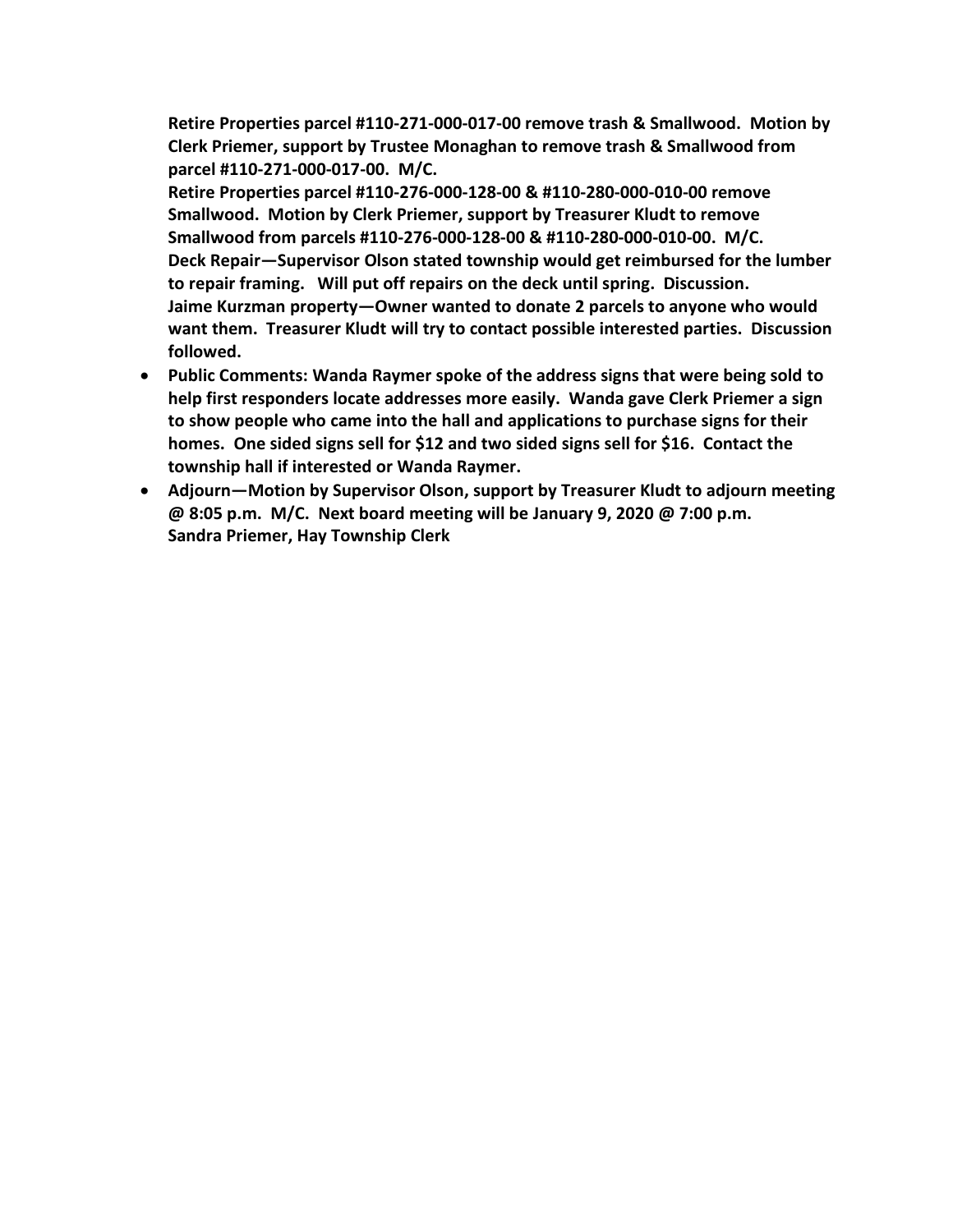**Retire Properties parcel #110-271-000-017-00 remove trash & Smallwood. Motion by Clerk Priemer, support by Trustee Monaghan to remove trash & Smallwood from parcel #110-271-000-017-00. M/C.**
**Retire Properties parcel #110-276-000-128-00 & #110-280-000-010-00 remove Smallwood. Motion by Clerk Priemer, support by Treasurer Kludt to remove Smallwood from parcels #110-276-000-128-00 & #110-280-000-010-00. M/C.**
**Deck Repair—Supervisor Olson stated township would get reimbursed for the lumber to repair framing. Will put off repairs on the deck until spring. Discussion.**
**Jaime Kurzman property—Owner wanted to donate 2 parcels to anyone who would want them. Treasurer Kludt will try to contact possible interested parties. Discussion followed.**

- **Public Comments: Wanda Raymer spoke of the address signs that were being sold to help first responders locate addresses more easily. Wanda gave Clerk Priemer a sign to show people who came into the hall and applications to purchase signs for their homes. One sided signs sell for $12 and two sided signs sell for $16. Contact the township hall if interested or Wanda Raymer.**
- **Adjourn—Motion by Supervisor Olson, support by Treasurer Kludt to adjourn meeting @ 8:05 p.m. M/C. Next board meeting will be January 9, 2020 @ 7:00 p.m.**
  **Sandra Priemer, Hay Township Clerk**